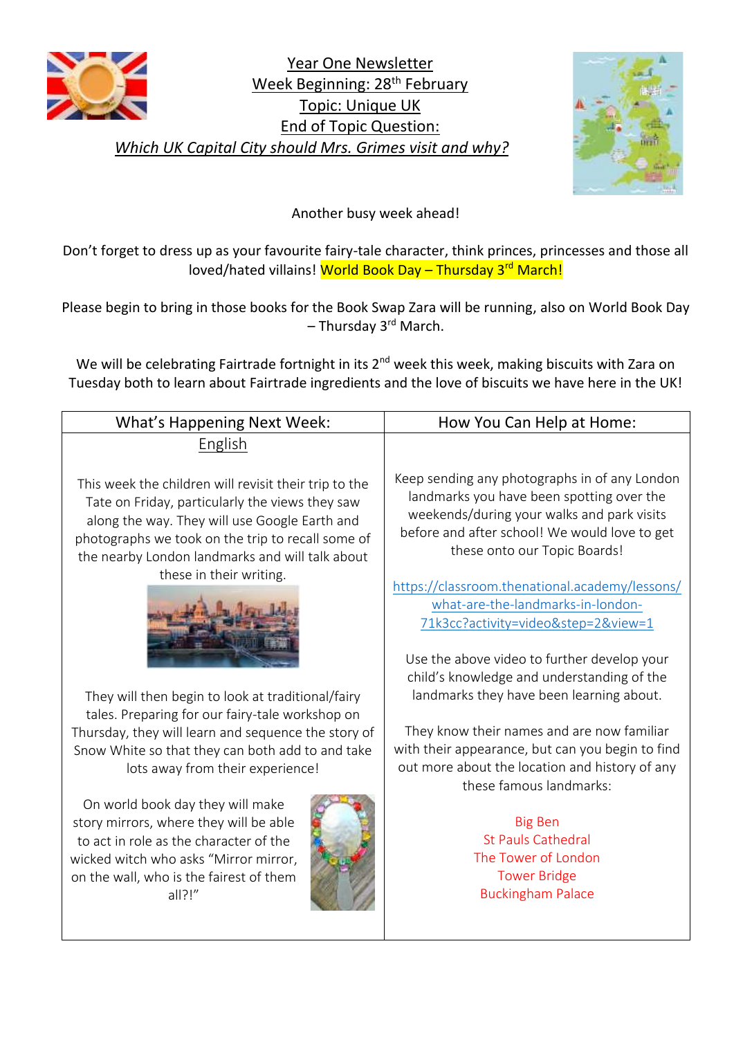# Year One Newsletter

## Week Beginning: 28th February

## Topic: Unique UK

## End of Topic Question:

*Which UK Capital City should Mrs. Grimes visit and why?*

Another busy week ahead!

Don't forget to dress up as your favourite fairy-tale character, think princes, princesses and those all loved/hated villains! World Book Day – Thursday 3rd March!

Please begin to bring in those books for the Book Swap Zara will be running, also on World Book Day – Thursday 3rd March.

We will be celebrating Fairtrade fortnight in its 2nd week this week, making biscuits with Zara on Tuesday both to learn about Fairtrade ingredients and the love of biscuits we have here in the UK!

| What's Happening Next Week: | How You Can Help at Home: |
|---|---|
| **English**<br><br>This week the children will revisit their trip to the Tate on Friday, particularly the views they saw along the way. They will use Google Earth and photographs we took on the trip to recall some of the nearby London landmarks and will talk about these in their writing.<br><br>They will then begin to look at traditional/fairy tales. Preparing for our fairy-tale workshop on Thursday, they will learn and sequence the story of Snow White so that they can both add to and take lots away from their experience!<br><br>On world book day they will make story mirrors, where they will be able to act in role as the character of the wicked witch who asks "Mirror mirror, on the wall, who is the fairest of them all?!" | Keep sending any photographs in of any London landmarks you have been spotting over the weekends/during your walks and park visits before and after school! We would love to get these onto our Topic Boards!<br><br>https://classroom.thenational.academy/lessons/what-are-the-landmarks-in-london-71k3cc?activity=video&step=2&view=1<br><br>Use the above video to further develop your child's knowledge and understanding of the landmarks they have been learning about.<br><br>They know their names and are now familiar with their appearance, but can you begin to find out more about the location and history of any these famous landmarks:<br><br>Big Ben<br>St Pauls Cathedral<br>The Tower of London<br>Tower Bridge<br>Buckingham Palace |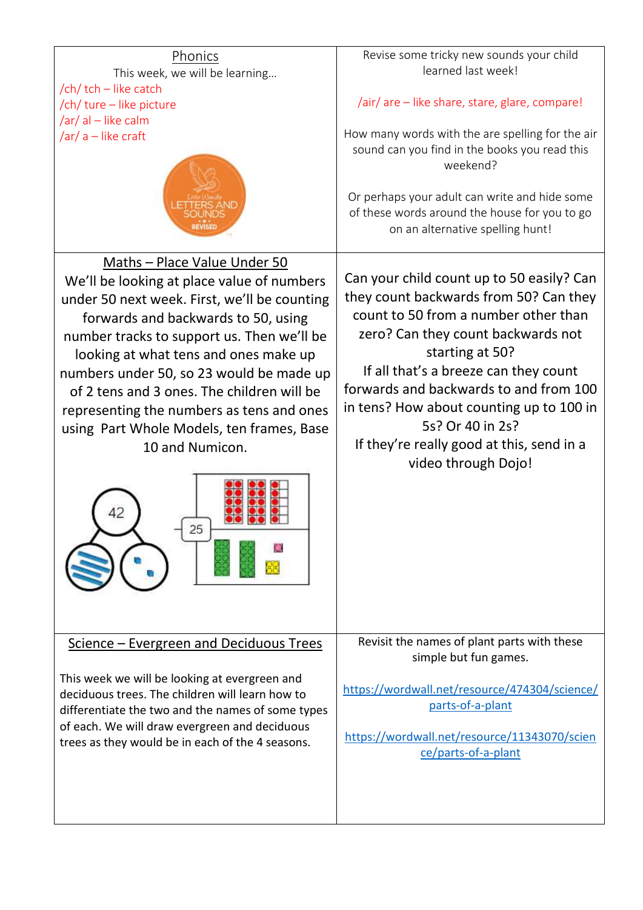| Phonics | |
|---|---|
| This week, we will be learning…<br>/ch/ tch – like catch<br>/ch/ ture – like picture<br>/ar/ al – like calm<br>/ar/ a – like craft | Revise some tricky new sounds your child learned last week!<br><br>/air/ are – like share, stare, glare, compare!<br><br>How many words with the are spelling for the air sound can you find in the books you read this weekend?<br><br>Or perhaps your adult can write and hide some of these words around the house for you to go on an alternative spelling hunt! |
| **Maths – Place Value Under 50**<br>We'll be looking at place value of numbers under 50 next week. First, we'll be counting forwards and backwards to 50, using number tracks to support us. Then we'll be looking at what tens and ones make up numbers under 50, so 23 would be made up of 2 tens and 3 ones. The children will be representing the numbers as tens and ones using Part Whole Models, ten frames, Base 10 and Numicon. | Can your child count up to 50 easily? Can they count backwards from 50? Can they count to 50 from a number other than zero? Can they count backwards not starting at 50?<br>If all that's a breeze can they count forwards and backwards to and from 100 in tens? How about counting up to 100 in 5s? Or 40 in 2s?<br>If they're really good at this, send in a video through Dojo! |
| **Science – Evergreen and Deciduous Trees**<br><br>This week we will be looking at evergreen and deciduous trees. The children will learn how to differentiate the two and the names of some types of each. We will draw evergreen and deciduous trees as they would be in each of the 4 seasons. | Revisit the names of plant parts with these simple but fun games.<br><br>https://wordwall.net/resource/474304/science/parts-of-a-plant<br><br>https://wordwall.net/resource/11343070/science/parts-of-a-plant |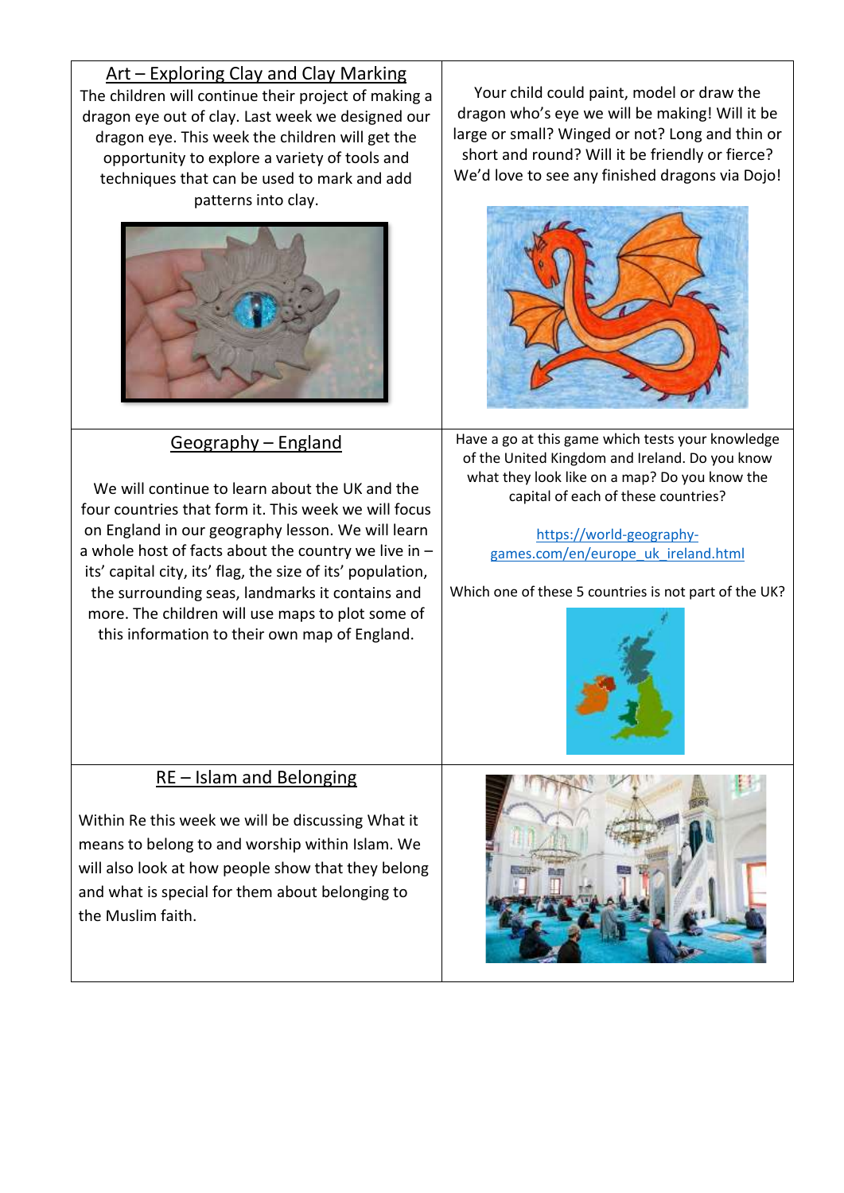## Art – Exploring Clay and Clay Marking

The children will continue their project of making a dragon eye out of clay. Last week we designed our dragon eye. This week the children will get the opportunity to explore a variety of tools and techniques that can be used to mark and add patterns into clay.

Your child could paint, model or draw the dragon who's eye we will be making! Will it be large or small? Winged or not? Long and thin or short and round? Will it be friendly or fierce? We'd love to see any finished dragons via Dojo!

## Geography – England

We will continue to learn about the UK and the four countries that form it. This week we will focus on England in our geography lesson. We will learn a whole host of facts about the country we live in – its' capital city, its' flag, the size of its' population, the surrounding seas, landmarks it contains and more. The children will use maps to plot some of this information to their own map of England.

Have a go at this game which tests your knowledge of the United Kingdom and Ireland. Do you know what they look like on a map? Do you know the capital of each of these countries?

https://world-geography-games.com/en/europe_uk_ireland.html

Which one of these 5 countries is not part of the UK?

## RE – Islam and Belonging

Within Re this week we will be discussing What it means to belong to and worship within Islam. We will also look at how people show that they belong and what is special for them about belonging to the Muslim faith.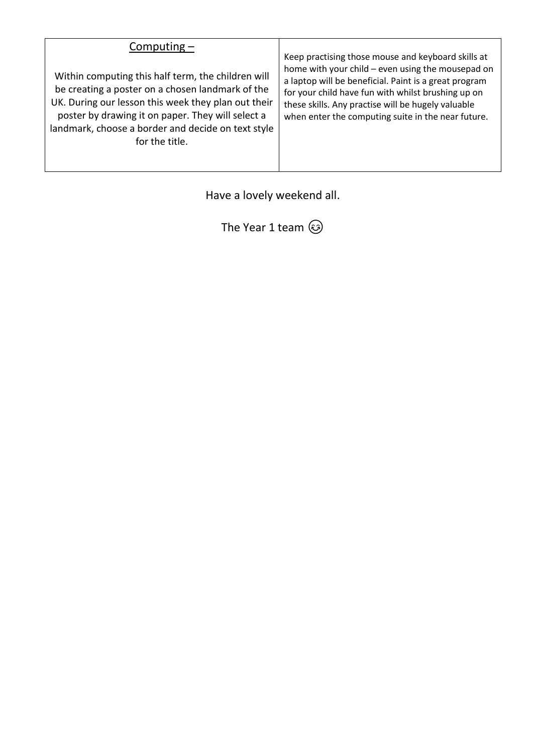| | |
|---|---|
| <u>Computing –</u><br><br>Within computing this half term, the children will be creating a poster on a chosen landmark of the UK. During our lesson this week they plan out their poster by drawing it on paper. They will select a landmark, choose a border and decide on text style for the title. | Keep practising those mouse and keyboard skills at home with your child – even using the mousepad on a laptop will be beneficial. Paint is a great program for your child have fun with whilst brushing up on these skills. Any practise will be hugely valuable when enter the computing suite in the near future. |

Have a lovely weekend all.

The Year 1 team 😊